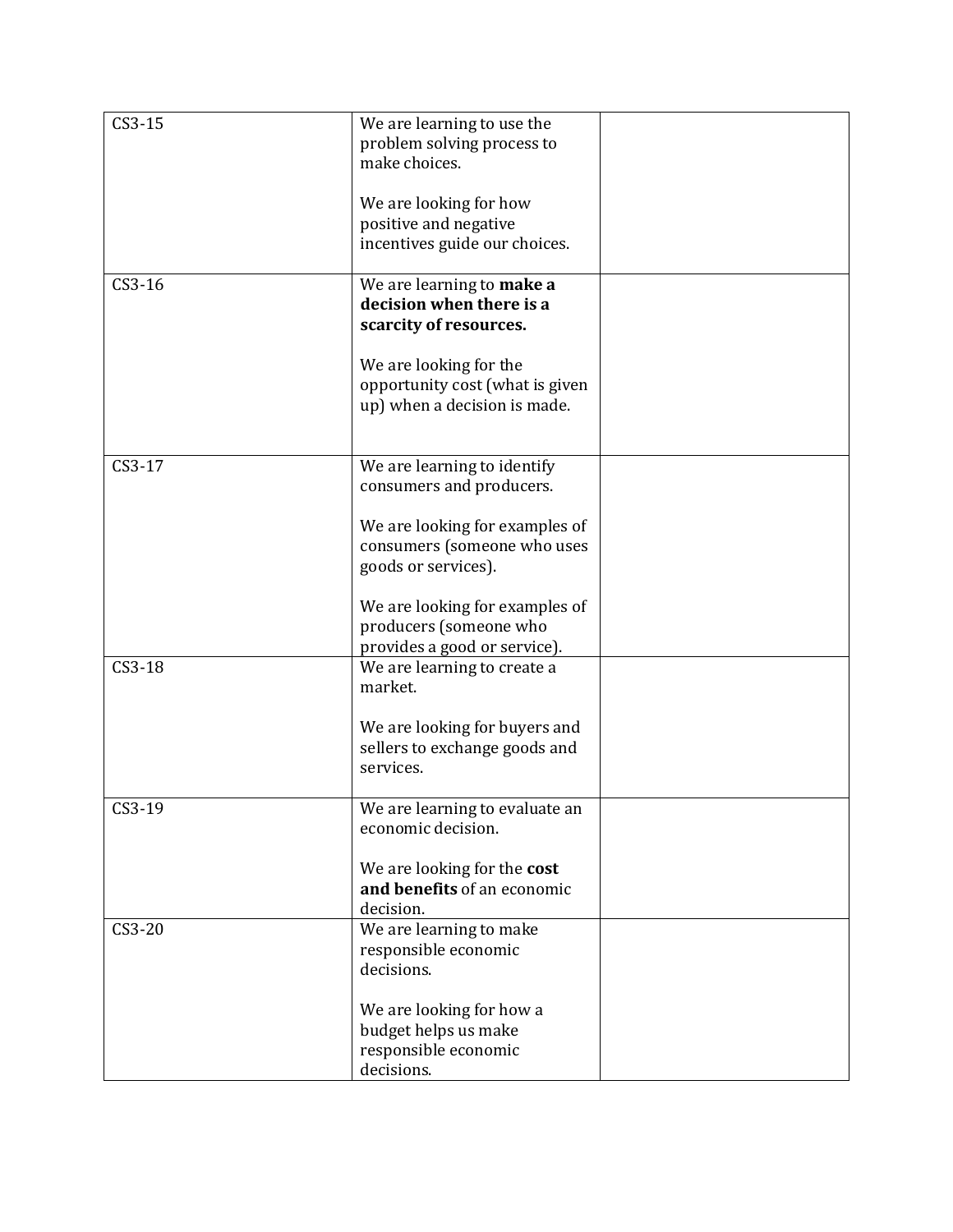| | | |
|---|---|---|
| CS3-15 | We are learning to use the problem solving process to make choices.<br><br>We are looking for how positive and negative incentives guide our choices. | |
| CS3-16 | We are learning to **make a decision when there is a scarcity of resources.**<br><br>We are looking for the opportunity cost (what is given up) when a decision is made. | |
| CS3-17 | We are learning to identify consumers and producers.<br><br>We are looking for examples of consumers (someone who uses goods or services).<br><br>We are looking for examples of producers (someone who provides a good or service). | |
| CS3-18 | We are learning to create a market.<br><br>We are looking for buyers and sellers to exchange goods and services. | |
| CS3-19 | We are learning to evaluate an economic decision.<br><br>We are looking for the **cost and benefits** of an economic decision. | |
| CS3-20 | We are learning to make responsible economic decisions.<br><br>We are looking for how a budget helps us make responsible economic decisions. | |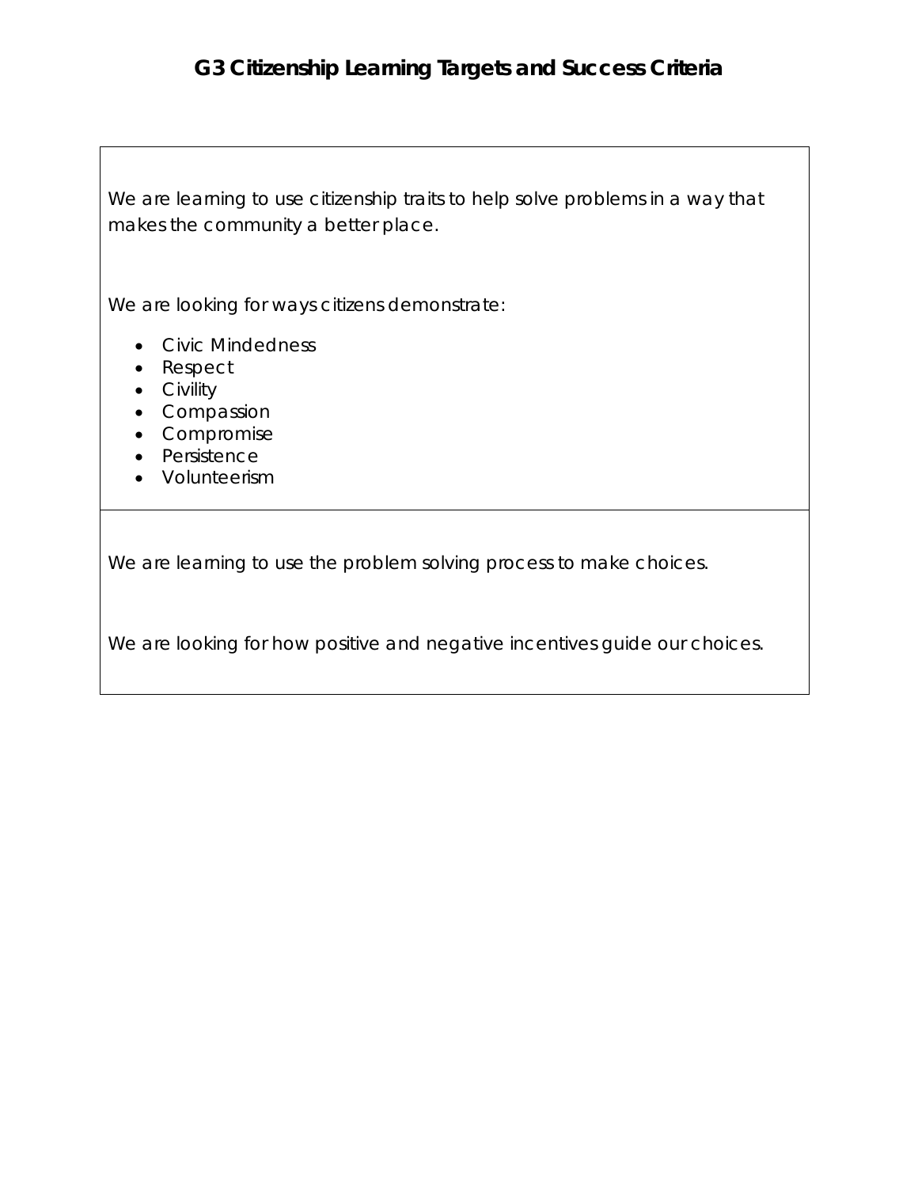## G3 Citizenship Learning Targets and Success Criteria

We are learning to use citizenship traits to help solve problems in a way that makes the community a better place.

We are looking for ways citizens demonstrate:

- Civic Mindedness
- Respect
- Civility
- Compassion
- Compromise
- Persistence
- Volunteerism

---

We are learning to use the problem solving process to make choices.

We are looking for how positive and negative incentives guide our choices.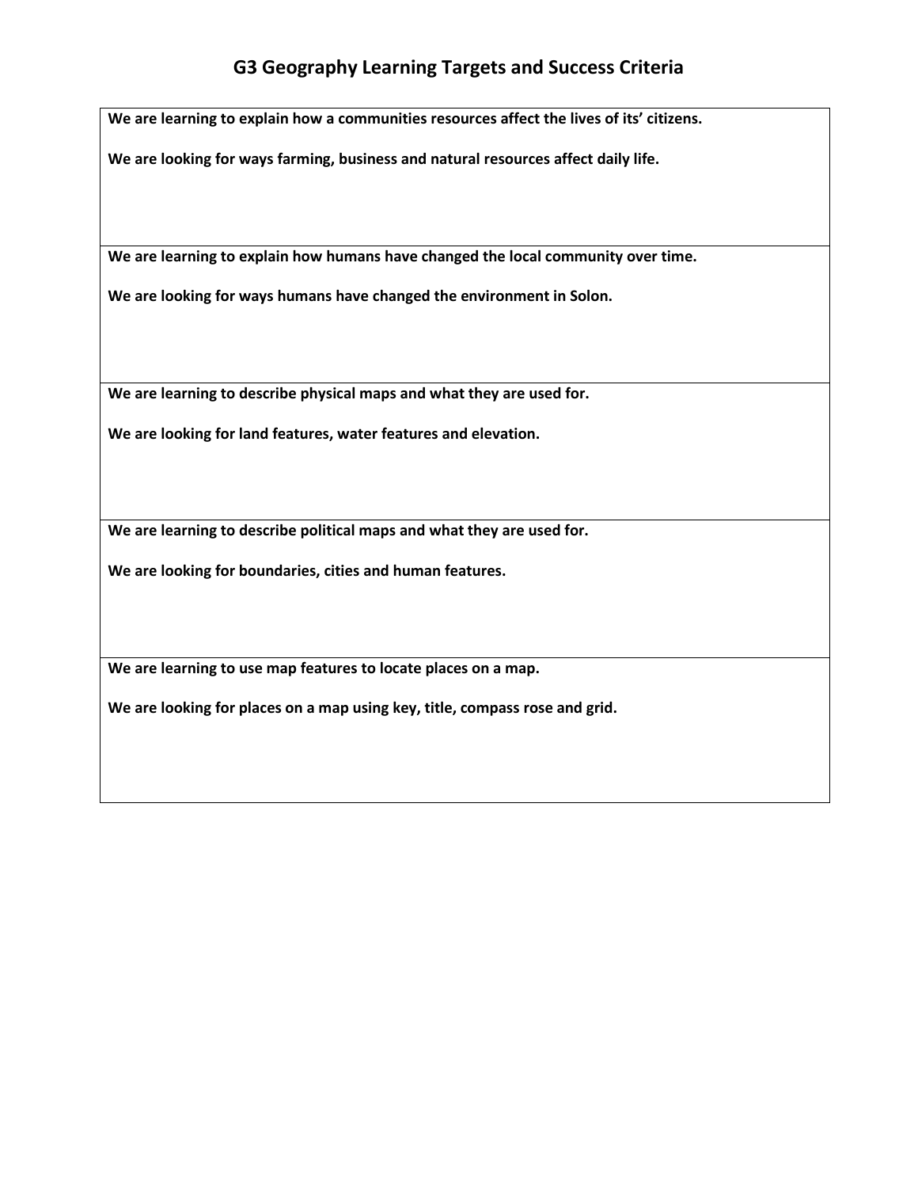# G3 Geography Learning Targets and Success Criteria

| |
|---|
| **We are learning to explain how a communities resources affect the lives of its' citizens.**<br><br>**We are looking for ways farming, business and natural resources affect daily life.** |
| **We are learning to explain how humans have changed the local community over time.**<br><br>**We are looking for ways humans have changed the environment in Solon.** |
| **We are learning to describe physical maps and what they are used for.**<br><br>**We are looking for land features, water features and elevation.** |
| **We are learning to describe political maps and what they are used for.**<br><br>**We are looking for boundaries, cities and human features.** |
| **We are learning to use map features to locate places on a map.**<br><br>**We are looking for places on a map using key, title, compass rose and grid.** |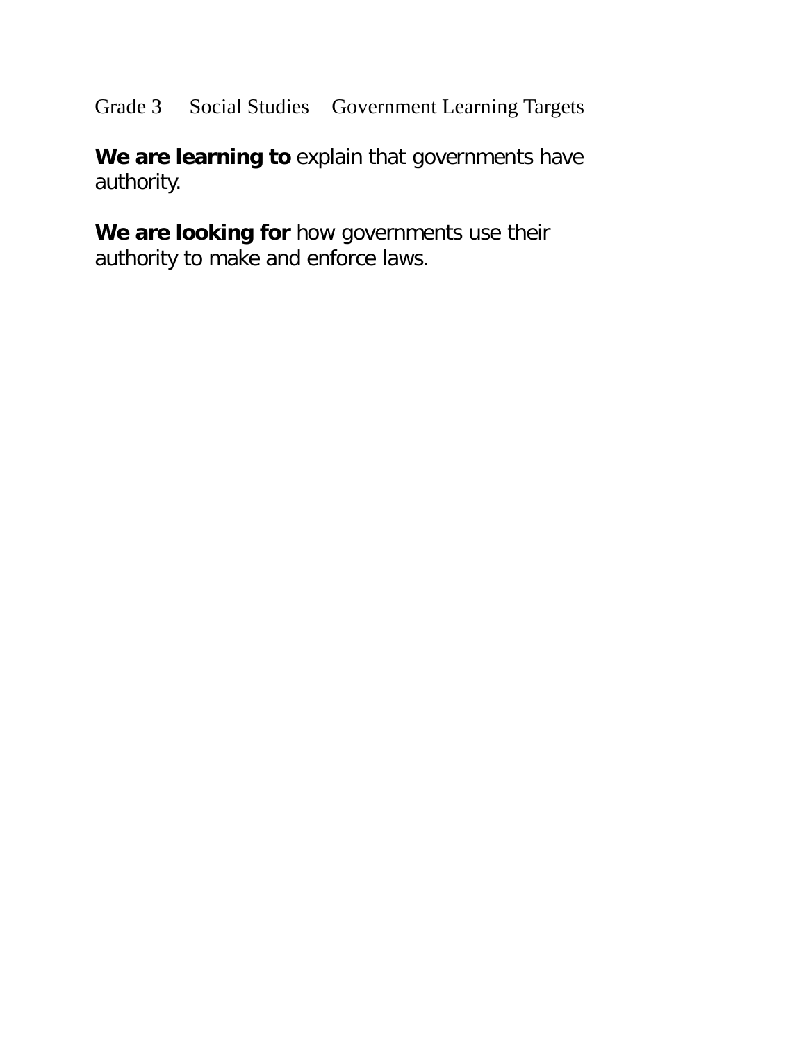Grade 3     Social Studies     Government Learning Targets

**We are learning to** explain that governments have authority.

**We are looking for** how governments use their authority to make and enforce laws.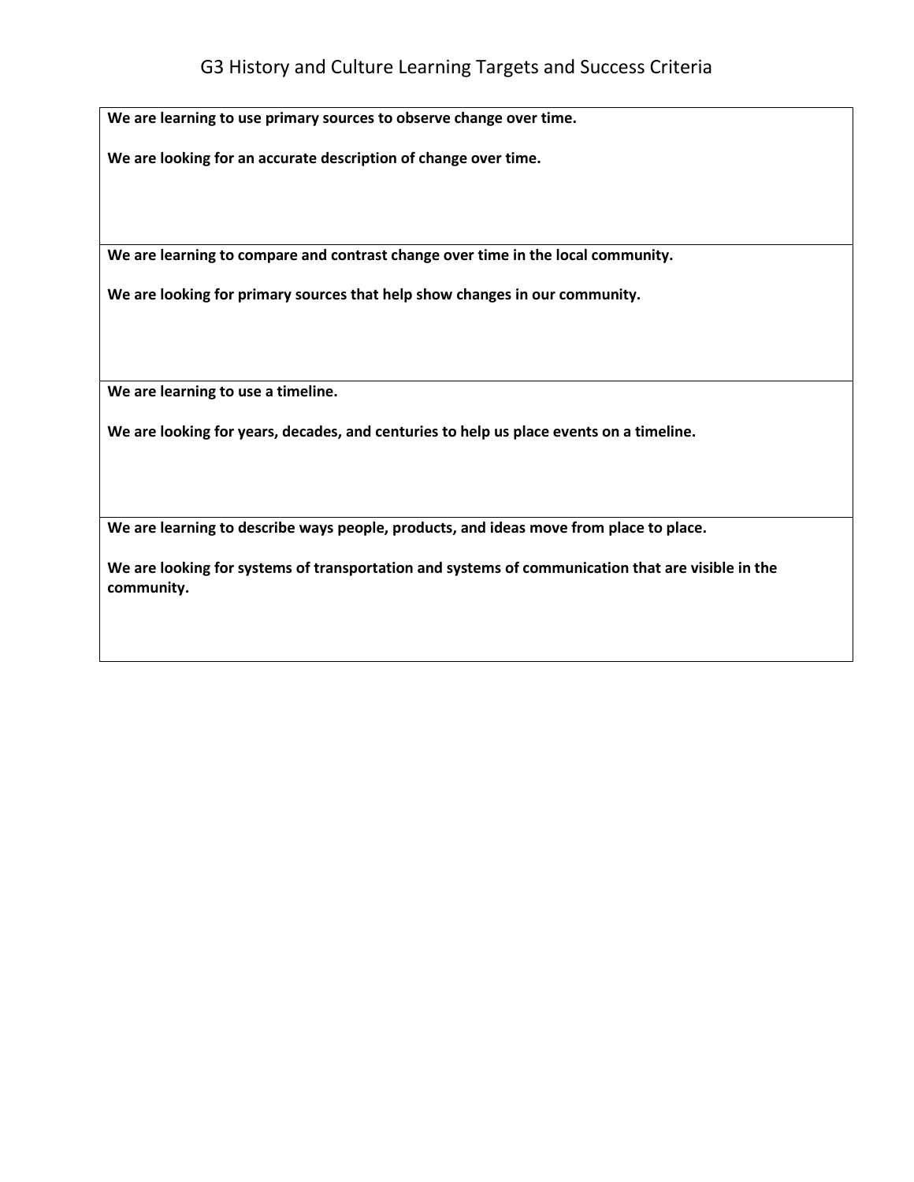# G3 History and Culture Learning Targets and Success Criteria

| |
|---|
| **We are learning to use primary sources to observe change over time.**<br><br>**We are looking for an accurate description of change over time.** |
| **We are learning to compare and contrast change over time in the local community.**<br><br>**We are looking for primary sources that help show changes in our community.** |
| **We are learning to use a timeline.**<br><br>**We are looking for years, decades, and centuries to help us place events on a timeline.** |
| **We are learning to describe ways people, products, and ideas move from place to place.**<br><br>**We are looking for systems of transportation and systems of communication that are visible in the community.** |